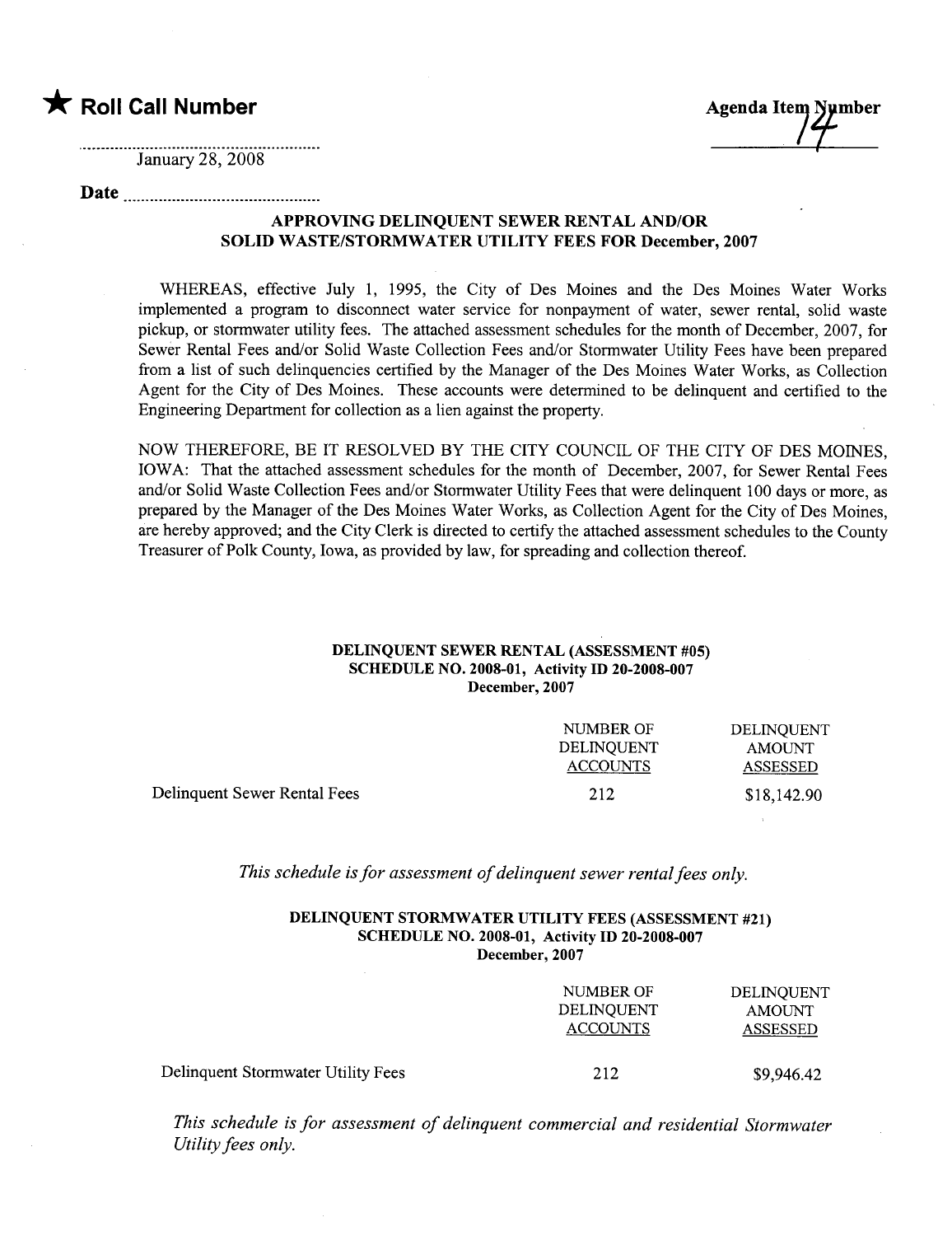★ **Roll Call Number**

January 28, 2008

**Date** ..............................................

**Agenda Item Number**

14

## APPROVING DELINQUENT SEWER RENTAL AND/OR SOLID WASTE/STORMWATER UTILITY FEES FOR December, 2007

WHEREAS, effective July 1, 1995, the City of Des Moines and the Des Moines Water Works implemented a program to disconnect water service for nonpayment of water, sewer rental, solid waste pickup, or stormwater utility fees. The attached assessment schedules for the month of December, 2007, for Sewer Rental Fees and/or Solid Waste Collection Fees and/or Stormwater Utility Fees have been prepared from a list of such delinquencies certified by the Manager of the Des Moines Water Works, as Collection Agent for the City of Des Moines. These accounts were determined to be delinquent and certified to the Engineering Department for collection as a lien against the property.

NOW THEREFORE, BE IT RESOLVED BY THE CITY COUNCIL OF THE CITY OF DES MOINES, IOWA: That the attached assessment schedules for the month of December, 2007, for Sewer Rental Fees and/or Solid Waste Collection Fees and/or Stormwater Utility Fees that were delinquent 100 days or more, as prepared by the Manager of the Des Moines Water Works, as Collection Agent for the City of Des Moines, are hereby approved; and the City Clerk is directed to certify the attached assessment schedules to the County Treasurer of Polk County, Iowa, as provided by law, for spreading and collection thereof.

### DELINQUENT SEWER RENTAL (ASSESSMENT #05)
### SCHEDULE NO. 2008-01, Activity ID 20-2008-007
### December, 2007

| | NUMBER OF DELINQUENT ACCOUNTS | DELINQUENT AMOUNT ASSESSED |
|---|---|---|
| Delinquent Sewer Rental Fees | 212 | $18,142.90 |

*This schedule is for assessment of delinquent sewer rental fees only.*

### DELINQUENT STORMWATER UTILITY FEES (ASSESSMENT #21)
### SCHEDULE NO. 2008-01, Activity ID 20-2008-007
### December, 2007

| | NUMBER OF DELINQUENT ACCOUNTS | DELINQUENT AMOUNT ASSESSED |
|---|---|---|
| Delinquent Stormwater Utility Fees | 212 | $9,946.42 |

*This schedule is for assessment of delinquent commercial and residential Stormwater Utility fees only.*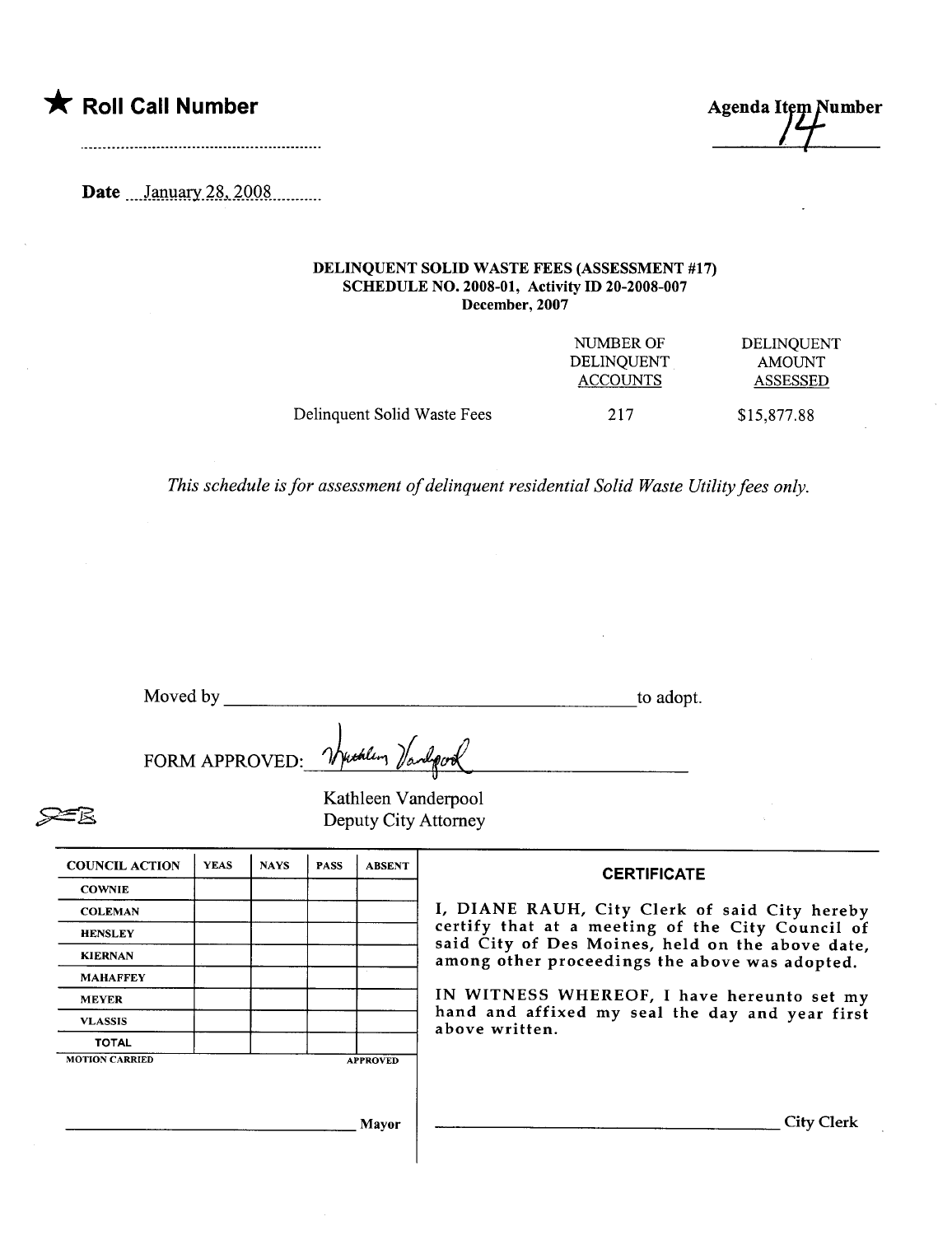★ **Roll Call Number**

.............................................................

**Agenda Item Number**

14

**Date** ....January 28, 2008..........

**DELINQUENT SOLID WASTE FEES (ASSESSMENT #17)**
**SCHEDULE NO. 2008-01, Activity ID 20-2008-007**
**December, 2007**

| | NUMBER OF DELINQUENT ACCOUNTS | DELINQUENT AMOUNT ASSESSED |
|---|---|---|
| Delinquent Solid Waste Fees | 217 | $15,877.88 |

*This schedule is for assessment of delinquent residential Solid Waste Utility fees only.*

Moved by ______________________________________________ to adopt.

FORM APPROVED: Kathleen Vanderpool

Kathleen Vanderpool
Deputy City Attorney

| COUNCIL ACTION | YEAS | NAYS | PASS | ABSENT |
|---|---|---|---|---|
| COWNIE | | | | |
| COLEMAN | | | | |
| HENSLEY | | | | |
| KIERNAN | | | | |
| MAHAFFEY | | | | |
| MEYER | | | | |
| VLASSIS | | | | |
| TOTAL | | | | |

MOTION CARRIED APPROVED

______________________________ Mayor

**CERTIFICATE**

I, DIANE RAUH, City Clerk of said City hereby certify that at a meeting of the City Council of said City of Des Moines, held on the above date, among other proceedings the above was adopted.

IN WITNESS WHEREOF, I have hereunto set my hand and affixed my seal the day and year first above written.

______________________________ City Clerk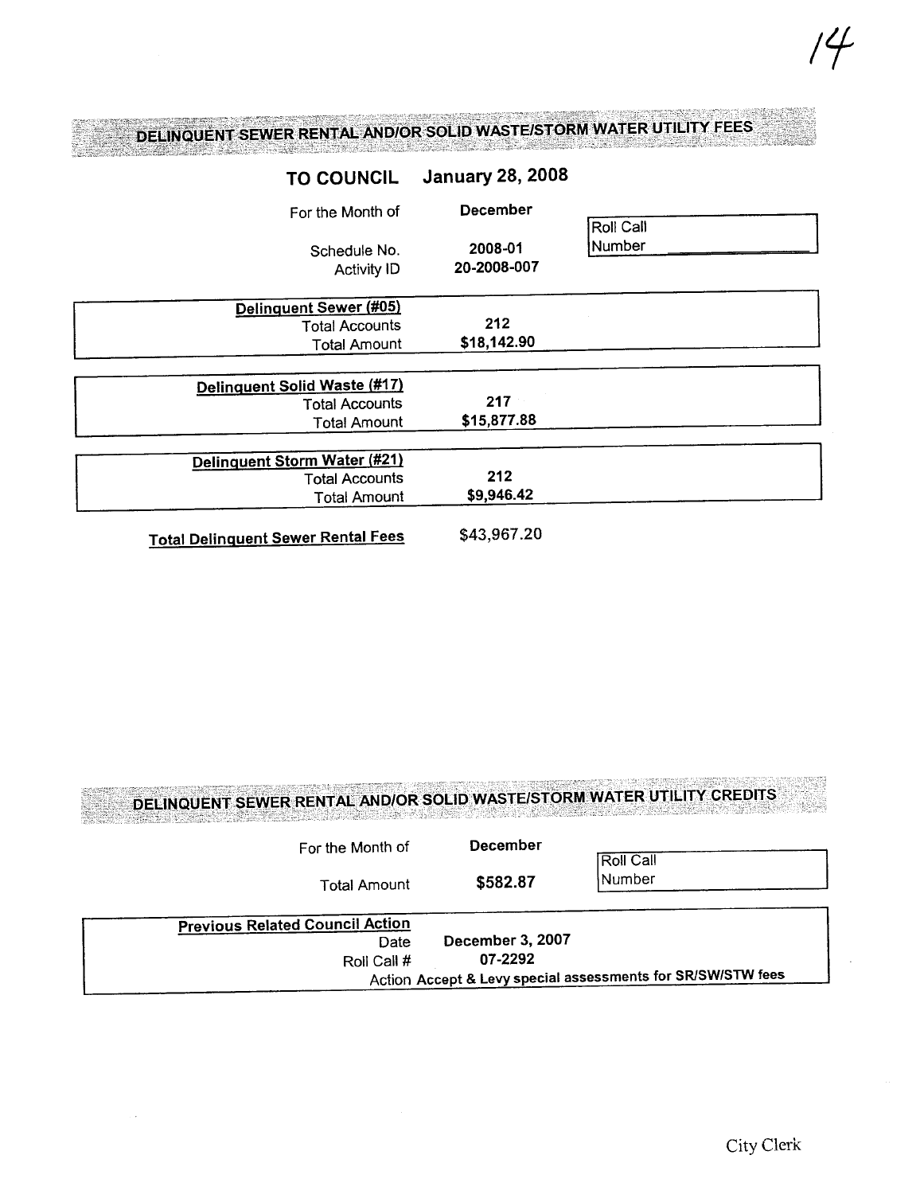14

## DELINQUENT SEWER RENTAL AND/OR SOLID WASTE/STORM WATER UTILITY FEES

**TO COUNCIL** **January 28, 2008**

| | | |
|---|---|---|
| For the Month of | **December** | Roll Call Number |
| Schedule No. | **2008-01** | |
| Activity ID | **20-2008-007** | |

| | |
|---|---|
| **Delinquent Sewer (#05)** | |
| Total Accounts | **212** |
| Total Amount | **$18,142.90** |

| | |
|---|---|
| **Delinquent Solid Waste (#17)** | |
| Total Accounts | **217** |
| Total Amount | **$15,877.88** |

| | |
|---|---|
| **Delinquent Storm Water (#21)** | |
| Total Accounts | **212** |
| Total Amount | **$9,946.42** |

**Total Delinquent Sewer Rental Fees** $43,967.20

## DELINQUENT SEWER RENTAL AND/OR SOLID WASTE/STORM WATER UTILITY CREDITS

| | | |
|---|---|---|
| For the Month of | **December** | Roll Call Number |
| Total Amount | **$582.87** | |

| | |
|---|---|
| **Previous Related Council Action** | |
| Date | **December 3, 2007** |
| Roll Call # | **07-2292** |
| Action | **Accept & Levy special assessments for SR/SW/STW fees** |

City Clerk